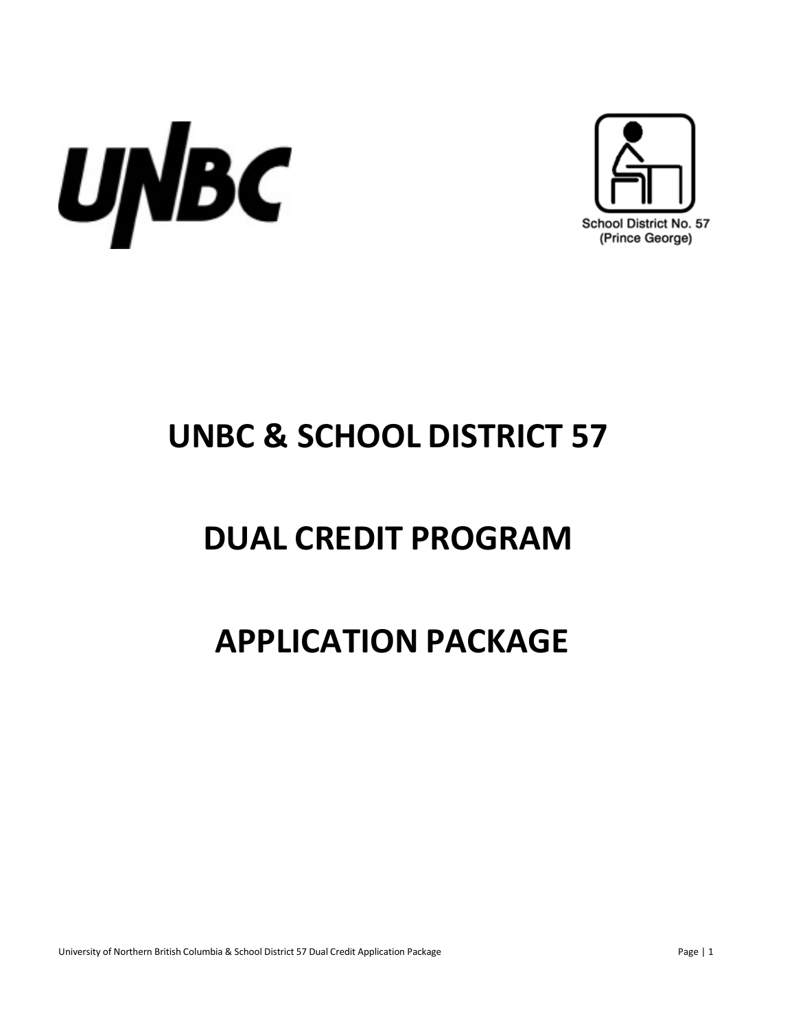UNBC

School District No. 57
(Prince George)

# UNBC & SCHOOL DISTRICT 57

# DUAL CREDIT PROGRAM

# APPLICATION PACKAGE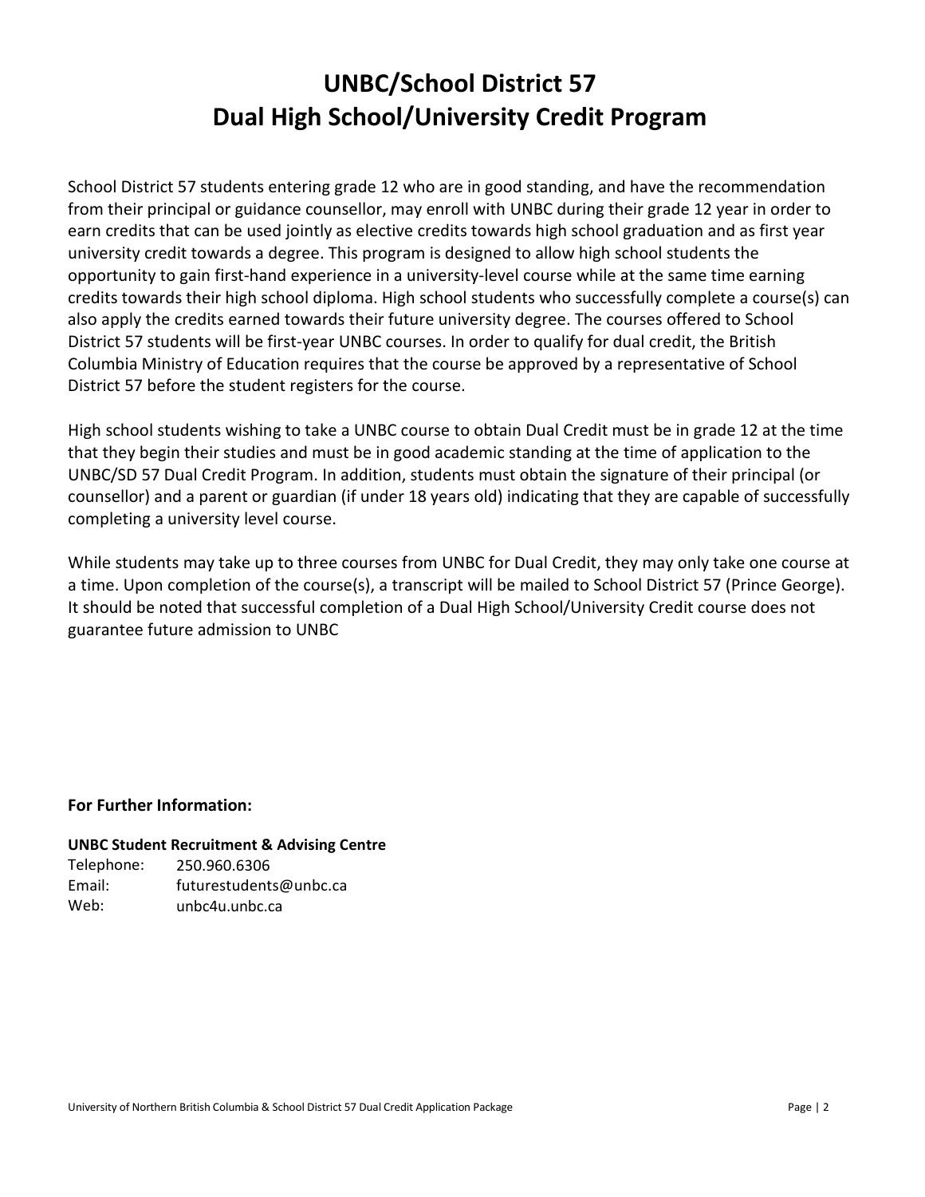# UNBC/School District 57
# Dual High School/University Credit Program

School District 57 students entering grade 12 who are in good standing, and have the recommendation from their principal or guidance counsellor, may enroll with UNBC during their grade 12 year in order to earn credits that can be used jointly as elective credits towards high school graduation and as first year university credit towards a degree. This program is designed to allow high school students the opportunity to gain first-hand experience in a university-level course while at the same time earning credits towards their high school diploma. High school students who successfully complete a course(s) can also apply the credits earned towards their future university degree. The courses offered to School District 57 students will be first-year UNBC courses. In order to qualify for dual credit, the British Columbia Ministry of Education requires that the course be approved by a representative of School District 57 before the student registers for the course.

High school students wishing to take a UNBC course to obtain Dual Credit must be in grade 12 at the time that they begin their studies and must be in good academic standing at the time of application to the UNBC/SD 57 Dual Credit Program. In addition, students must obtain the signature of their principal (or counsellor) and a parent or guardian (if under 18 years old) indicating that they are capable of successfully completing a university level course.

While students may take up to three courses from UNBC for Dual Credit, they may only take one course at a time. Upon completion of the course(s), a transcript will be mailed to School District 57 (Prince George). It should be noted that successful completion of a Dual High School/University Credit course does not guarantee future admission to UNBC

**For Further Information:**

**UNBC Student Recruitment & Advising Centre**

Telephone: 250.960.6306
Email: futurestudents@unbc.ca
Web: unbc4u.unbc.ca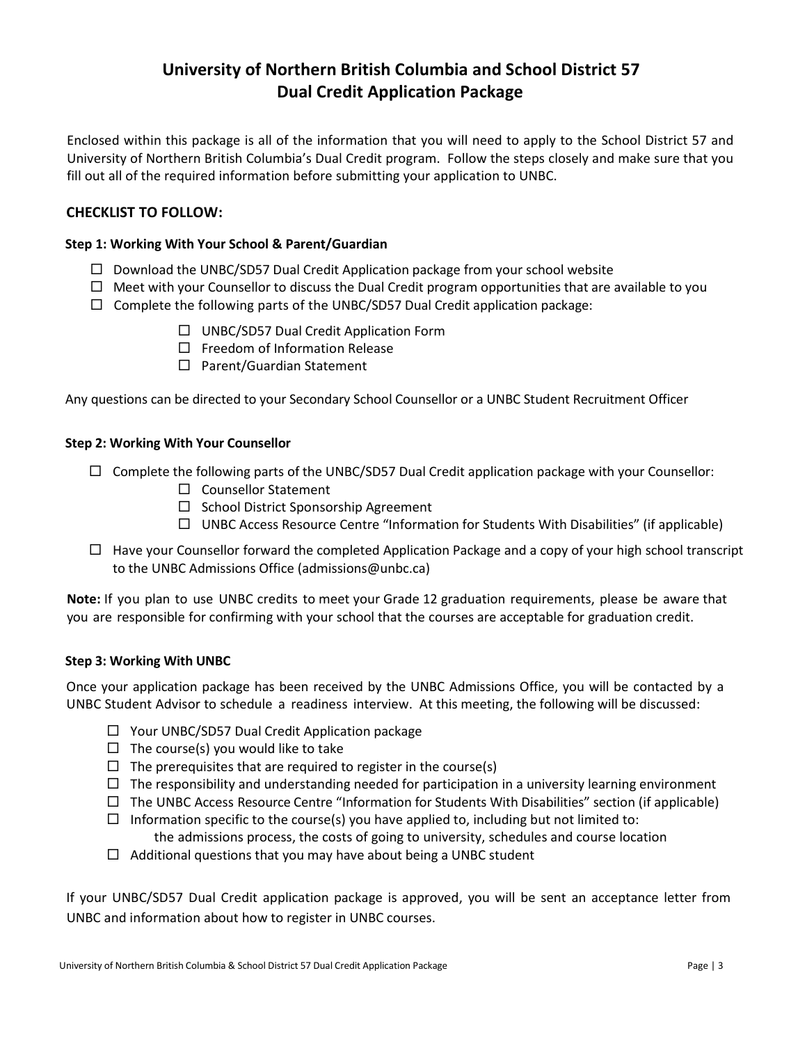# University of Northern British Columbia and School District 57
# Dual Credit Application Package

Enclosed within this package is all of the information that you will need to apply to the School District 57 and University of Northern British Columbia's Dual Credit program. Follow the steps closely and make sure that you fill out all of the required information before submitting your application to UNBC.

## CHECKLIST TO FOLLOW:

### Step 1: Working With Your School & Parent/Guardian

- ☐ Download the UNBC/SD57 Dual Credit Application package from your school website
- ☐ Meet with your Counsellor to discuss the Dual Credit program opportunities that are available to you
- ☐ Complete the following parts of the UNBC/SD57 Dual Credit application package:
  - ☐ UNBC/SD57 Dual Credit Application Form
  - ☐ Freedom of Information Release
  - ☐ Parent/Guardian Statement

Any questions can be directed to your Secondary School Counsellor or a UNBC Student Recruitment Officer

### Step 2: Working With Your Counsellor

- ☐ Complete the following parts of the UNBC/SD57 Dual Credit application package with your Counsellor:
  - ☐ Counsellor Statement
  - ☐ School District Sponsorship Agreement
  - ☐ UNBC Access Resource Centre "Information for Students With Disabilities" (if applicable)
- ☐ Have your Counsellor forward the completed Application Package and a copy of your high school transcript to the UNBC Admissions Office (admissions@unbc.ca)

**Note:** If you plan to use UNBC credits to meet your Grade 12 graduation requirements, please be aware that you are responsible for confirming with your school that the courses are acceptable for graduation credit.

### Step 3: Working With UNBC

Once your application package has been received by the UNBC Admissions Office, you will be contacted by a UNBC Student Advisor to schedule a readiness interview. At this meeting, the following will be discussed:

- ☐ Your UNBC/SD57 Dual Credit Application package
- ☐ The course(s) you would like to take
- ☐ The prerequisites that are required to register in the course(s)
- ☐ The responsibility and understanding needed for participation in a university learning environment
- ☐ The UNBC Access Resource Centre "Information for Students With Disabilities" section (if applicable)
- ☐ Information specific to the course(s) you have applied to, including but not limited to: the admissions process, the costs of going to university, schedules and course location
- ☐ Additional questions that you may have about being a UNBC student

If your UNBC/SD57 Dual Credit application package is approved, you will be sent an acceptance letter from UNBC and information about how to register in UNBC courses.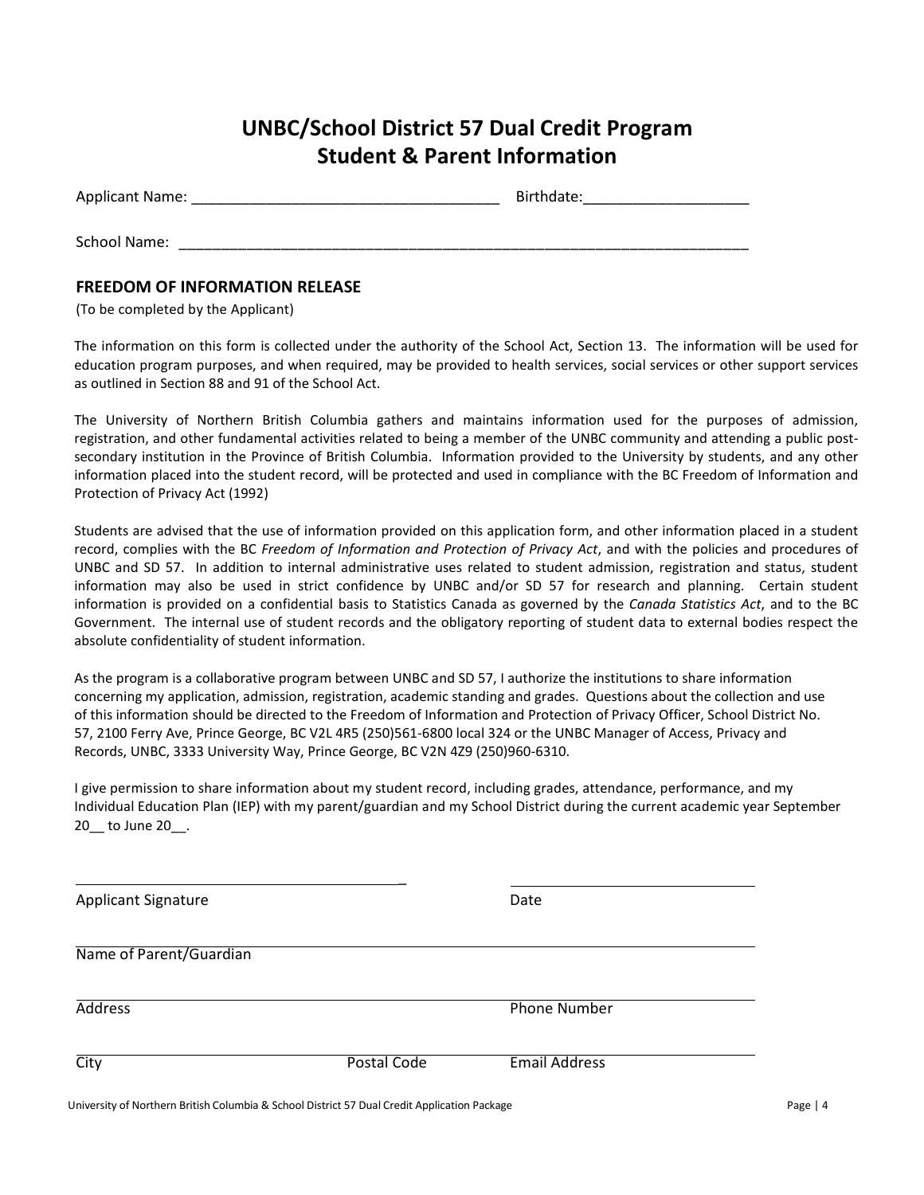# UNBC/School District 57 Dual Credit Program
# Student & Parent Information

Applicant Name: _____________________________________ Birthdate:____________________

School Name: ______________________________________________________________________

### FREEDOM OF INFORMATION RELEASE

(To be completed by the Applicant)

The information on this form is collected under the authority of the School Act, Section 13. The information will be used for education program purposes, and when required, may be provided to health services, social services or other support services as outlined in Section 88 and 91 of the School Act.

The University of Northern British Columbia gathers and maintains information used for the purposes of admission, registration, and other fundamental activities related to being a member of the UNBC community and attending a public post-secondary institution in the Province of British Columbia. Information provided to the University by students, and any other information placed into the student record, will be protected and used in compliance with the BC Freedom of Information and Protection of Privacy Act (1992)

Students are advised that the use of information provided on this application form, and other information placed in a student record, complies with the BC *Freedom of Information and Protection of Privacy Act*, and with the policies and procedures of UNBC and SD 57. In addition to internal administrative uses related to student admission, registration and status, student information may also be used in strict confidence by UNBC and/or SD 57 for research and planning. Certain student information is provided on a confidential basis to Statistics Canada as governed by the *Canada Statistics Act*, and to the BC Government. The internal use of student records and the obligatory reporting of student data to external bodies respect the absolute confidentiality of student information.

As the program is a collaborative program between UNBC and SD 57, I authorize the institutions to share information concerning my application, admission, registration, academic standing and grades. Questions about the collection and use of this information should be directed to the Freedom of Information and Protection of Privacy Officer, School District No. 57, 2100 Ferry Ave, Prince George, BC V2L 4R5 (250)561-6800 local 324 or the UNBC Manager of Access, Privacy and Records, UNBC, 3333 University Way, Prince George, BC V2N 4Z9 (250)960-6310.

I give permission to share information about my student record, including grades, attendance, performance, and my Individual Education Plan (IEP) with my parent/guardian and my School District during the current academic year September 20__ to June 20__.

_________________________________________ _________________________________

Applicant Signature Date

_________________________________________________________________________________

Name of Parent/Guardian

_________________________________________________________________________________

Address Phone Number

_________________________________________________________________________________

City Postal Code Email Address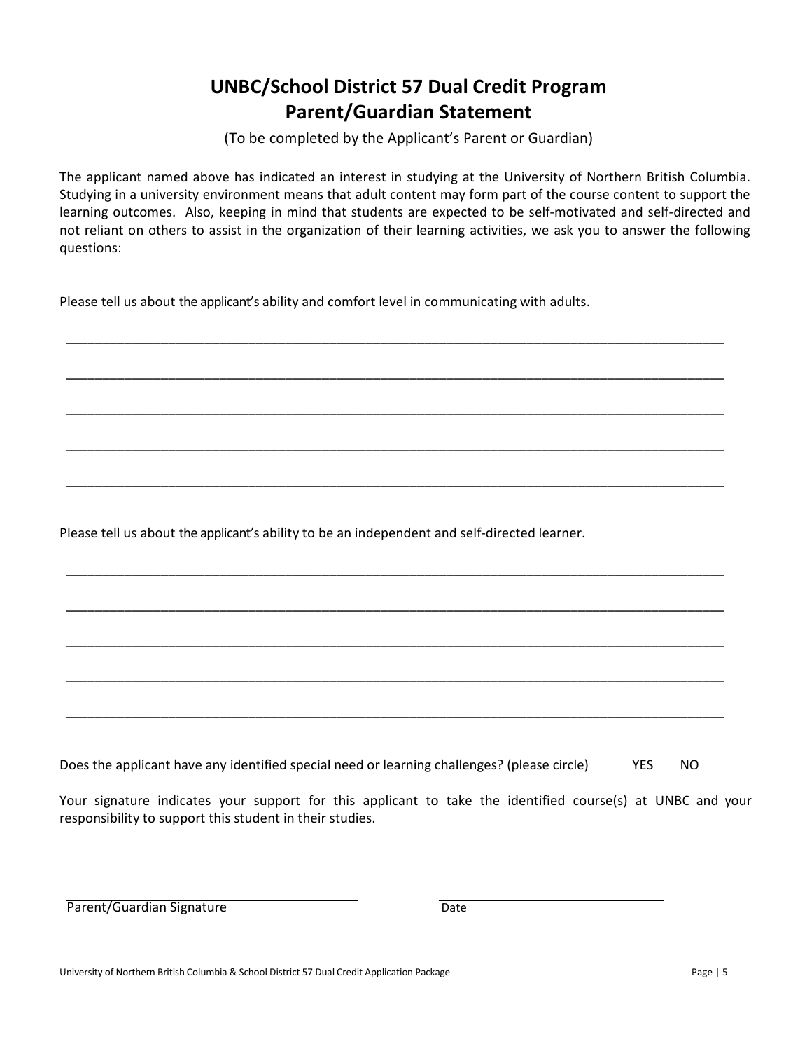# UNBC/School District 57 Dual Credit Program
# Parent/Guardian Statement

(To be completed by the Applicant's Parent or Guardian)

The applicant named above has indicated an interest in studying at the University of Northern British Columbia. Studying in a university environment means that adult content may form part of the course content to support the learning outcomes. Also, keeping in mind that students are expected to be self-motivated and self-directed and not reliant on others to assist in the organization of their learning activities, we ask you to answer the following questions:

Please tell us about the applicant's ability and comfort level in communicating with adults.

_______________________________________________________________________________

_______________________________________________________________________________

_______________________________________________________________________________

_______________________________________________________________________________

_______________________________________________________________________________

Please tell us about the applicant's ability to be an independent and self-directed learner.

_______________________________________________________________________________

_______________________________________________________________________________

_______________________________________________________________________________

_______________________________________________________________________________

_______________________________________________________________________________

Does the applicant have any identified special need or learning challenges? (please circle) YES NO

Your signature indicates your support for this applicant to take the identified course(s) at UNBC and your responsibility to support this student in their studies.

_________________________________ _________________________

Parent/Guardian Signature Date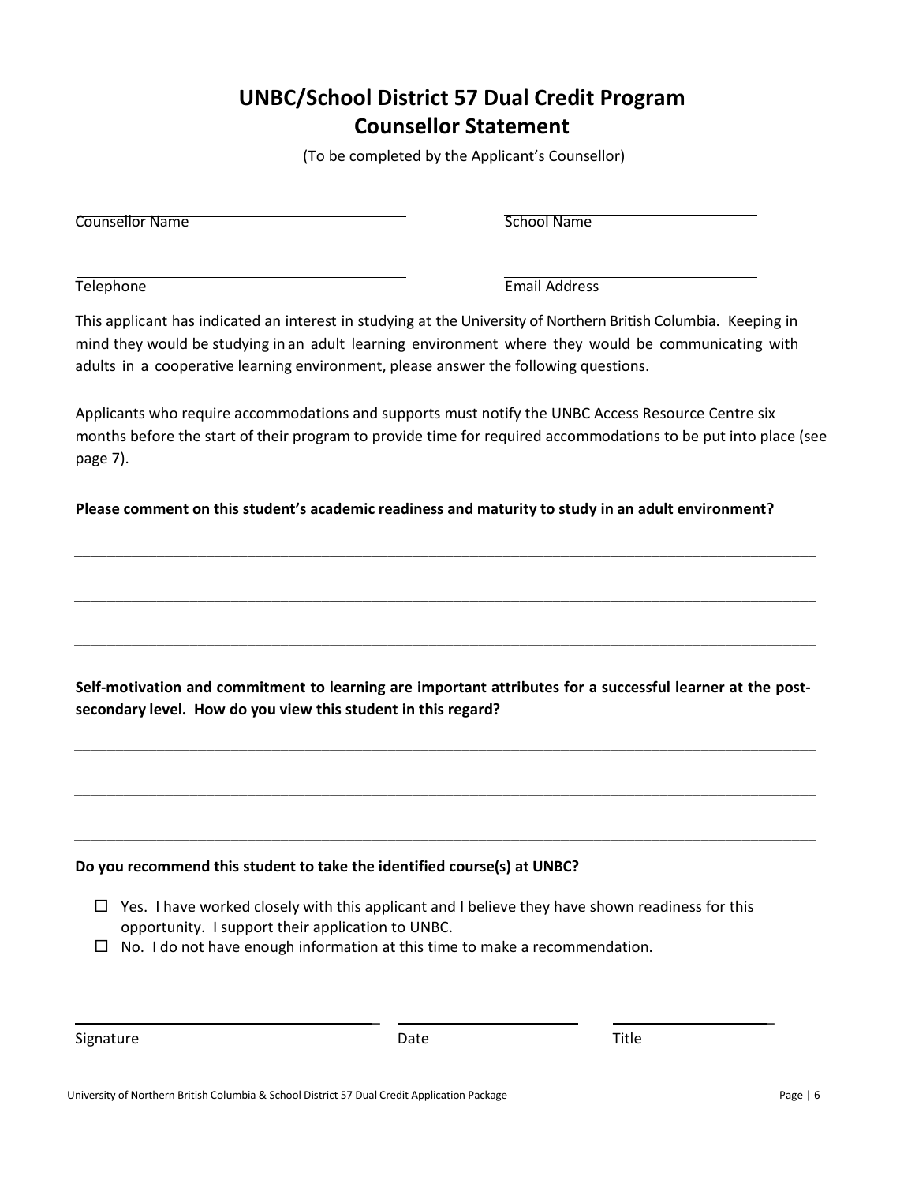# UNBC/School District 57 Dual Credit Program
# Counsellor Statement

(To be completed by the Applicant's Counsellor)

Counsellor Name ______________________________ School Name ______________________________

Telephone ______________________________ Email Address ______________________________

This applicant has indicated an interest in studying at the University of Northern British Columbia. Keeping in mind they would be studying in an adult learning environment where they would be communicating with adults in a cooperative learning environment, please answer the following questions.

Applicants who require accommodations and supports must notify the UNBC Access Resource Centre six months before the start of their program to provide time for required accommodations to be put into place (see page 7).

**Please comment on this student's academic readiness and maturity to study in an adult environment?**

_____________________________________________________________________________________

_____________________________________________________________________________________

_____________________________________________________________________________________

**Self-motivation and commitment to learning are important attributes for a successful learner at the post-secondary level. How do you view this student in this regard?**

_____________________________________________________________________________________

_____________________________________________________________________________________

_____________________________________________________________________________________

**Do you recommend this student to take the identified course(s) at UNBC?**

- ☐ Yes. I have worked closely with this applicant and I believe they have shown readiness for this opportunity. I support their application to UNBC.
- ☐ No. I do not have enough information at this time to make a recommendation.

______________________________ ______________________________ ______________________________

Signature Date Title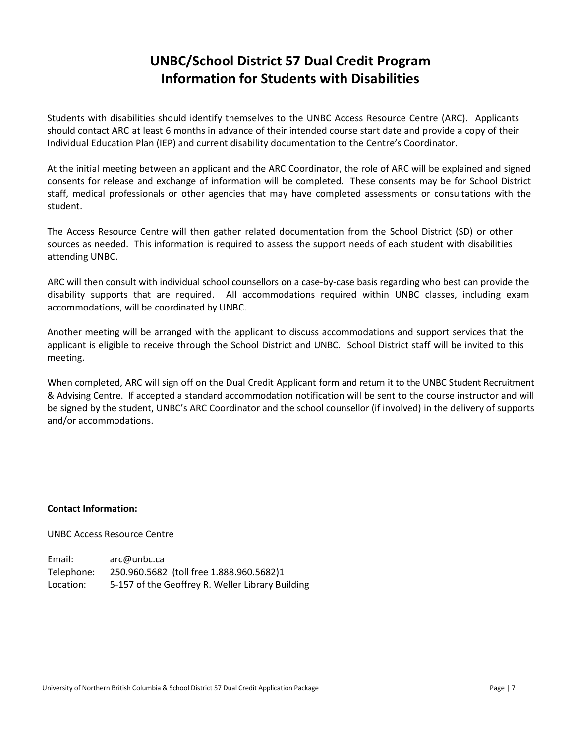# UNBC/School District 57 Dual Credit Program
# Information for Students with Disabilities

Students with disabilities should identify themselves to the UNBC Access Resource Centre (ARC). Applicants should contact ARC at least 6 months in advance of their intended course start date and provide a copy of their Individual Education Plan (IEP) and current disability documentation to the Centre's Coordinator.

At the initial meeting between an applicant and the ARC Coordinator, the role of ARC will be explained and signed consents for release and exchange of information will be completed. These consents may be for School District staff, medical professionals or other agencies that may have completed assessments or consultations with the student.

The Access Resource Centre will then gather related documentation from the School District (SD) or other sources as needed. This information is required to assess the support needs of each student with disabilities attending UNBC.

ARC will then consult with individual school counsellors on a case-by-case basis regarding who best can provide the disability supports that are required. All accommodations required within UNBC classes, including exam accommodations, will be coordinated by UNBC.

Another meeting will be arranged with the applicant to discuss accommodations and support services that the applicant is eligible to receive through the School District and UNBC. School District staff will be invited to this meeting.

When completed, ARC will sign off on the Dual Credit Applicant form and return it to the UNBC Student Recruitment & Advising Centre. If accepted a standard accommodation notification will be sent to the course instructor and will be signed by the student, UNBC's ARC Coordinator and the school counsellor (if involved) in the delivery of supports and/or accommodations.

**Contact Information:**

UNBC Access Resource Centre

Email: arc@unbc.ca
Telephone: 250.960.5682 (toll free 1.888.960.5682)1
Location: 5-157 of the Geoffrey R. Weller Library Building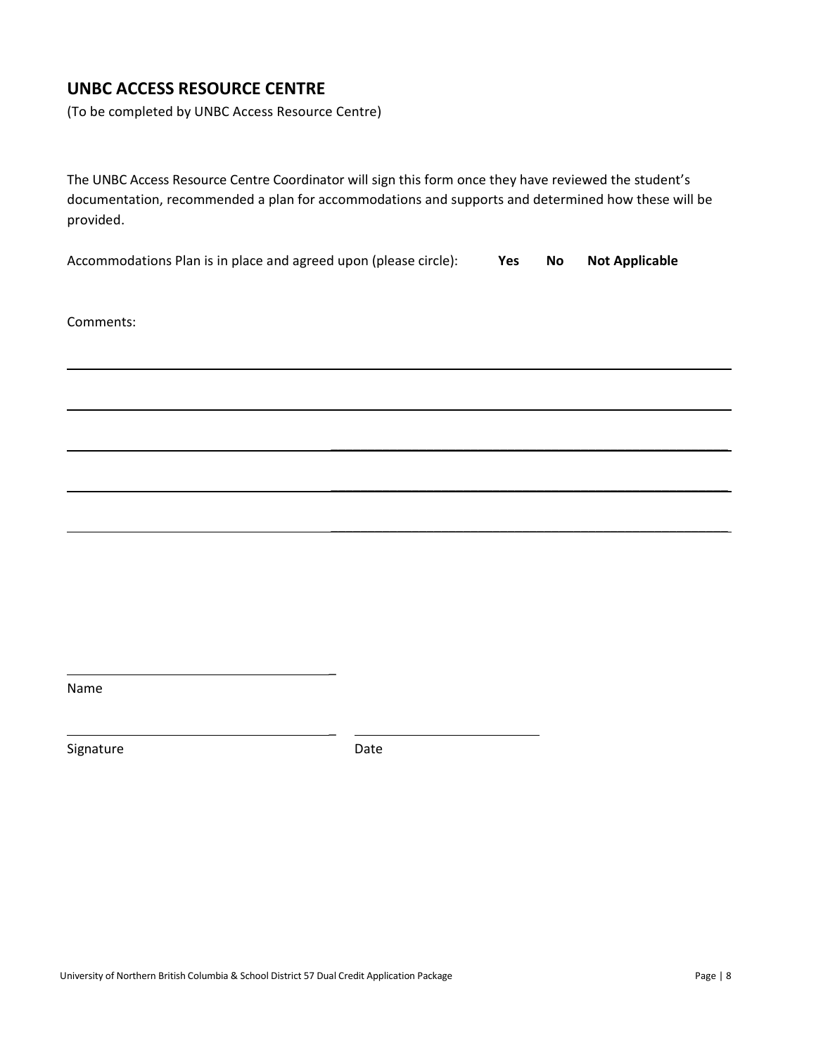## UNBC ACCESS RESOURCE CENTRE

(To be completed by UNBC Access Resource Centre)

The UNBC Access Resource Centre Coordinator will sign this form once they have reviewed the student's documentation, recommended a plan for accommodations and supports and determined how these will be provided.

Accommodations Plan is in place and agreed upon (please circle): **Yes** **No** **Not Applicable**

Comments:

\_\_\_\_\_\_\_\_\_\_\_\_\_\_\_\_\_\_\_\_\_\_\_\_\_\_\_\_\_\_\_\_\_\_\_\_\_\_\_\_\_\_\_\_\_\_\_\_\_\_\_\_\_\_\_\_\_\_\_\_\_\_\_\_\_\_\_\_\_\_\_\_\_\_\_\_

\_\_\_\_\_\_\_\_\_\_\_\_\_\_\_\_\_\_\_\_\_\_\_\_\_\_\_\_\_\_\_\_\_\_\_\_\_\_\_\_\_\_\_\_\_\_\_\_\_\_\_\_\_\_\_\_\_\_\_\_\_\_\_\_\_\_\_\_\_\_\_\_\_\_\_\_

\_\_\_\_\_\_\_\_\_\_\_\_\_\_\_\_\_\_\_\_\_\_\_\_\_\_\_\_\_\_\_\_\_\_\_\_\_\_\_\_\_\_\_\_\_\_\_\_\_\_\_\_\_\_\_\_\_\_\_\_\_\_\_\_\_\_\_\_\_\_\_\_\_\_\_\_

\_\_\_\_\_\_\_\_\_\_\_\_\_\_\_\_\_\_\_\_\_\_\_\_\_\_\_\_\_\_\_\_\_\_\_\_\_\_\_\_\_\_\_\_\_\_\_\_\_\_\_\_\_\_\_\_\_\_\_\_\_\_\_\_\_\_\_\_\_\_\_\_\_\_\_\_

\_\_\_\_\_\_\_\_\_\_\_\_\_\_\_\_\_\_\_\_\_\_\_\_\_\_\_\_\_\_\_\_\_\_\_\_\_\_\_\_\_\_\_\_\_\_\_\_\_\_\_\_\_\_\_\_\_\_\_\_\_\_\_\_\_\_\_\_\_\_\_\_\_\_\_\_

\_\_\_\_\_\_\_\_\_\_\_\_\_\_\_\_\_\_\_\_\_\_\_\_\_\_\_\_\_\_\_\_\_\_\_\_

Name

\_\_\_\_\_\_\_\_\_\_\_\_\_\_\_\_\_\_\_\_\_\_\_\_\_\_\_\_\_\_\_\_\_\_\_\_ \_\_\_\_\_\_\_\_\_\_\_\_\_\_\_\_\_\_\_\_\_\_\_\_\_\_

Signature Date